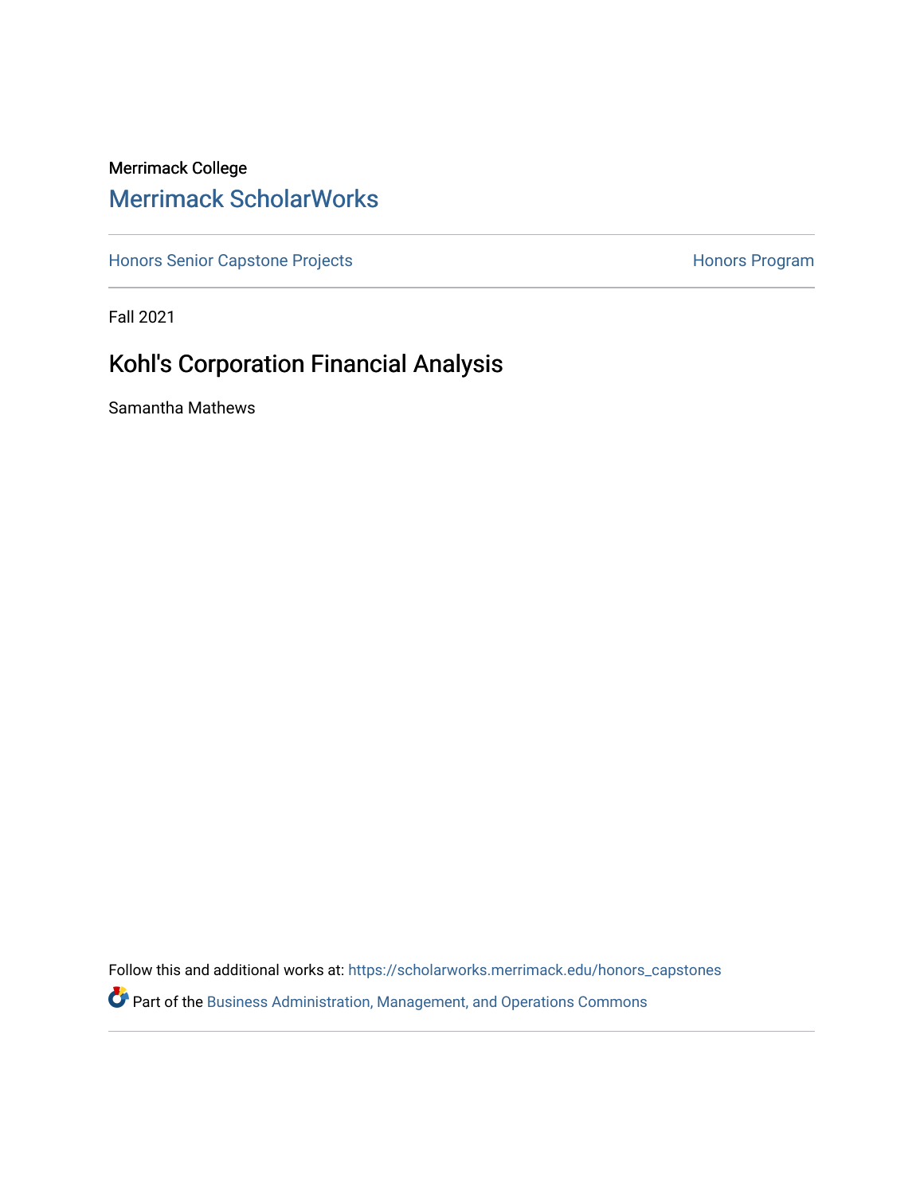Merrimack College

# Merrimack ScholarWorks

Honors Senior Capstone Projects

Honors Program

Fall 2021

## Kohl's Corporation Financial Analysis

Samantha Mathews

Follow this and additional works at: https://scholarworks.merrimack.edu/honors_capstones

Part of the Business Administration, Management, and Operations Commons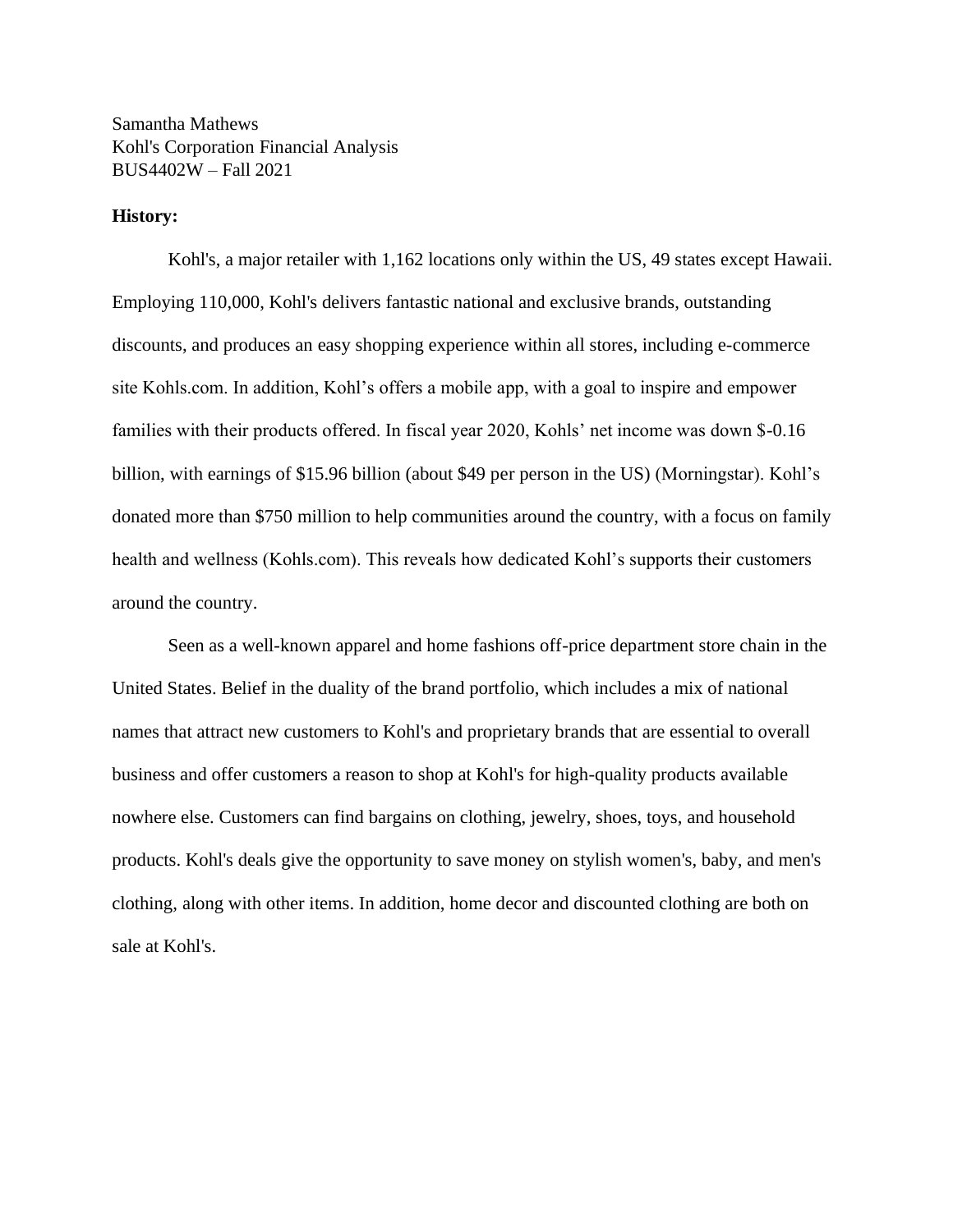Samantha Mathews
Kohl's Corporation Financial Analysis
BUS4402W – Fall 2021

**History:**

Kohl's, a major retailer with 1,162 locations only within the US, 49 states except Hawaii. Employing 110,000, Kohl's delivers fantastic national and exclusive brands, outstanding discounts, and produces an easy shopping experience within all stores, including e-commerce site Kohls.com. In addition, Kohl's offers a mobile app, with a goal to inspire and empower families with their products offered. In fiscal year 2020, Kohls' net income was down $-0.16 billion, with earnings of $15.96 billion (about $49 per person in the US) (Morningstar). Kohl's donated more than $750 million to help communities around the country, with a focus on family health and wellness (Kohls.com). This reveals how dedicated Kohl's supports their customers around the country.

Seen as a well-known apparel and home fashions off-price department store chain in the United States. Belief in the duality of the brand portfolio, which includes a mix of national names that attract new customers to Kohl's and proprietary brands that are essential to overall business and offer customers a reason to shop at Kohl's for high-quality products available nowhere else. Customers can find bargains on clothing, jewelry, shoes, toys, and household products. Kohl's deals give the opportunity to save money on stylish women's, baby, and men's clothing, along with other items. In addition, home decor and discounted clothing are both on sale at Kohl's.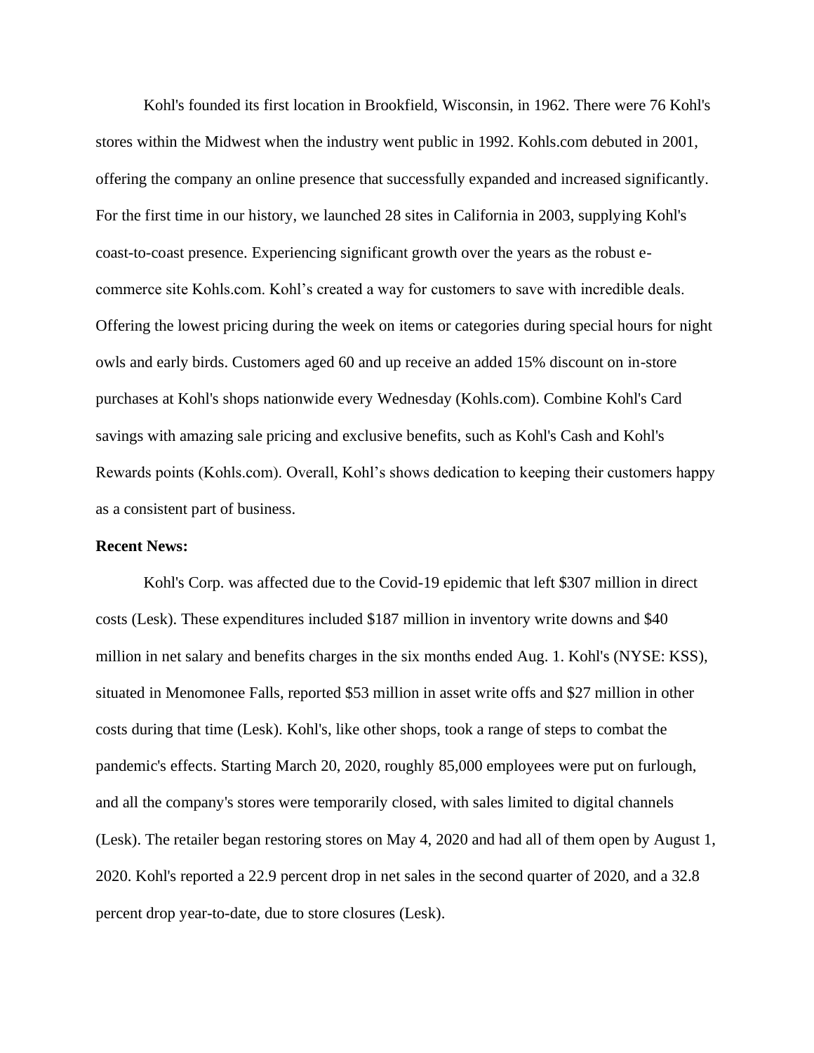Kohl's founded its first location in Brookfield, Wisconsin, in 1962. There were 76 Kohl's stores within the Midwest when the industry went public in 1992. Kohls.com debuted in 2001, offering the company an online presence that successfully expanded and increased significantly. For the first time in our history, we launched 28 sites in California in 2003, supplying Kohl's coast-to-coast presence. Experiencing significant growth over the years as the robust e-commerce site Kohls.com. Kohl's created a way for customers to save with incredible deals. Offering the lowest pricing during the week on items or categories during special hours for night owls and early birds. Customers aged 60 and up receive an added 15% discount on in-store purchases at Kohl's shops nationwide every Wednesday (Kohls.com). Combine Kohl's Card savings with amazing sale pricing and exclusive benefits, such as Kohl's Cash and Kohl's Rewards points (Kohls.com). Overall, Kohl's shows dedication to keeping their customers happy as a consistent part of business.

**Recent News:**

Kohl's Corp. was affected due to the Covid-19 epidemic that left $307 million in direct costs (Lesk). These expenditures included $187 million in inventory write downs and $40 million in net salary and benefits charges in the six months ended Aug. 1. Kohl's (NYSE: KSS), situated in Menomonee Falls, reported $53 million in asset write offs and $27 million in other costs during that time (Lesk). Kohl's, like other shops, took a range of steps to combat the pandemic's effects. Starting March 20, 2020, roughly 85,000 employees were put on furlough, and all the company's stores were temporarily closed, with sales limited to digital channels (Lesk). The retailer began restoring stores on May 4, 2020 and had all of them open by August 1, 2020. Kohl's reported a 22.9 percent drop in net sales in the second quarter of 2020, and a 32.8 percent drop year-to-date, due to store closures (Lesk).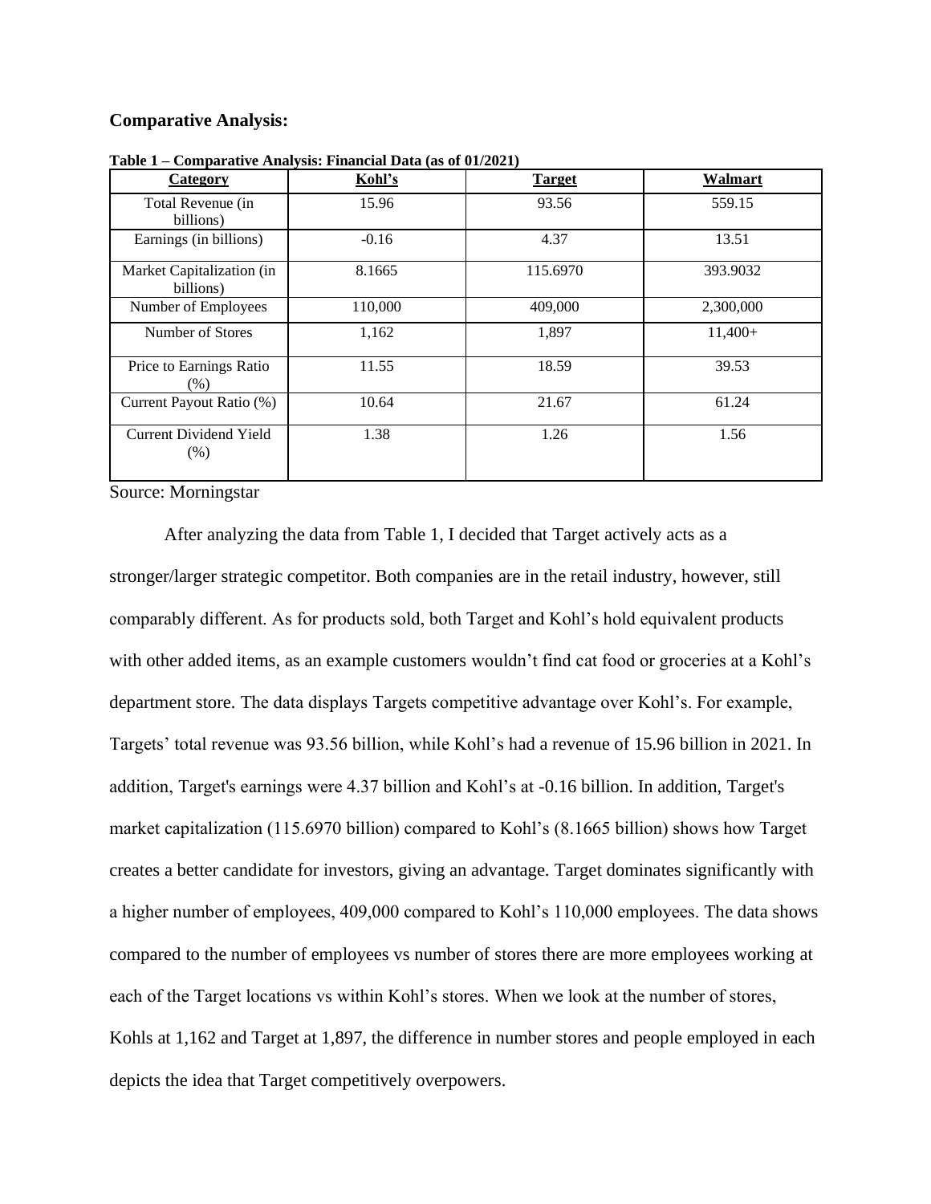**Comparative Analysis:**

**Table 1 – Comparative Analysis: Financial Data (as of 01/2021)**

| Category | Kohl's | Target | Walmart |
|---|---|---|---|
| Total Revenue (in billions) | 15.96 | 93.56 | 559.15 |
| Earnings (in billions) | -0.16 | 4.37 | 13.51 |
| Market Capitalization (in billions) | 8.1665 | 115.6970 | 393.9032 |
| Number of Employees | 110,000 | 409,000 | 2,300,000 |
| Number of Stores | 1,162 | 1,897 | 11,400+ |
| Price to Earnings Ratio (%) | 11.55 | 18.59 | 39.53 |
| Current Payout Ratio (%) | 10.64 | 21.67 | 61.24 |
| Current Dividend Yield (%) | 1.38 | 1.26 | 1.56 |

Source: Morningstar

After analyzing the data from Table 1, I decided that Target actively acts as a stronger/larger strategic competitor. Both companies are in the retail industry, however, still comparably different. As for products sold, both Target and Kohl's hold equivalent products with other added items, as an example customers wouldn't find cat food or groceries at a Kohl's department store. The data displays Targets competitive advantage over Kohl's. For example, Targets' total revenue was 93.56 billion, while Kohl's had a revenue of 15.96 billion in 2021. In addition, Target's earnings were 4.37 billion and Kohl's at -0.16 billion. In addition, Target's market capitalization (115.6970 billion) compared to Kohl's (8.1665 billion) shows how Target creates a better candidate for investors, giving an advantage. Target dominates significantly with a higher number of employees, 409,000 compared to Kohl's 110,000 employees. The data shows compared to the number of employees vs number of stores there are more employees working at each of the Target locations vs within Kohl's stores. When we look at the number of stores, Kohls at 1,162 and Target at 1,897, the difference in number stores and people employed in each depicts the idea that Target competitively overpowers.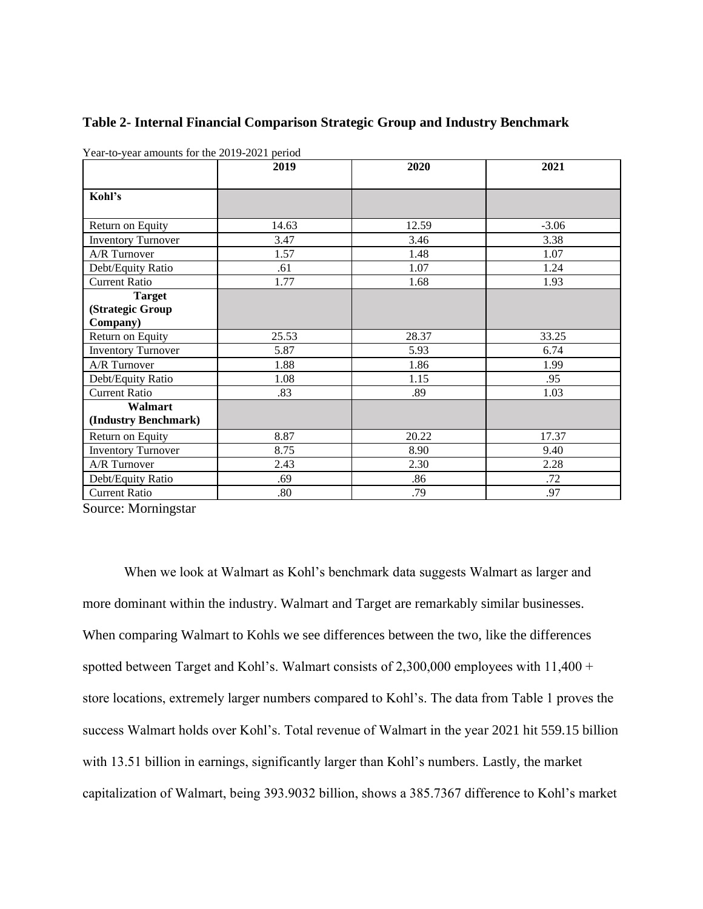**Table 2- Internal Financial Comparison Strategic Group and Industry Benchmark**

Year-to-year amounts for the 2019-2021 period

| | 2019 | 2020 | 2021 |
|---|---|---|---|
| **Kohl's** | | | |
| Return on Equity | 14.63 | 12.59 | -3.06 |
| Inventory Turnover | 3.47 | 3.46 | 3.38 |
| A/R Turnover | 1.57 | 1.48 | 1.07 |
| Debt/Equity Ratio | .61 | 1.07 | 1.24 |
| Current Ratio | 1.77 | 1.68 | 1.93 |
| **Target (Strategic Group Company)** | | | |
| Return on Equity | 25.53 | 28.37 | 33.25 |
| Inventory Turnover | 5.87 | 5.93 | 6.74 |
| A/R Turnover | 1.88 | 1.86 | 1.99 |
| Debt/Equity Ratio | 1.08 | 1.15 | .95 |
| Current Ratio | .83 | .89 | 1.03 |
| **Walmart (Industry Benchmark)** | | | |
| Return on Equity | 8.87 | 20.22 | 17.37 |
| Inventory Turnover | 8.75 | 8.90 | 9.40 |
| A/R Turnover | 2.43 | 2.30 | 2.28 |
| Debt/Equity Ratio | .69 | .86 | .72 |
| Current Ratio | .80 | .79 | .97 |

Source: Morningstar

When we look at Walmart as Kohl's benchmark data suggests Walmart as larger and more dominant within the industry. Walmart and Target are remarkably similar businesses. When comparing Walmart to Kohls we see differences between the two, like the differences spotted between Target and Kohl's. Walmart consists of 2,300,000 employees with 11,400 + store locations, extremely larger numbers compared to Kohl's. The data from Table 1 proves the success Walmart holds over Kohl's. Total revenue of Walmart in the year 2021 hit 559.15 billion with 13.51 billion in earnings, significantly larger than Kohl's numbers. Lastly, the market capitalization of Walmart, being 393.9032 billion, shows a 385.7367 difference to Kohl's market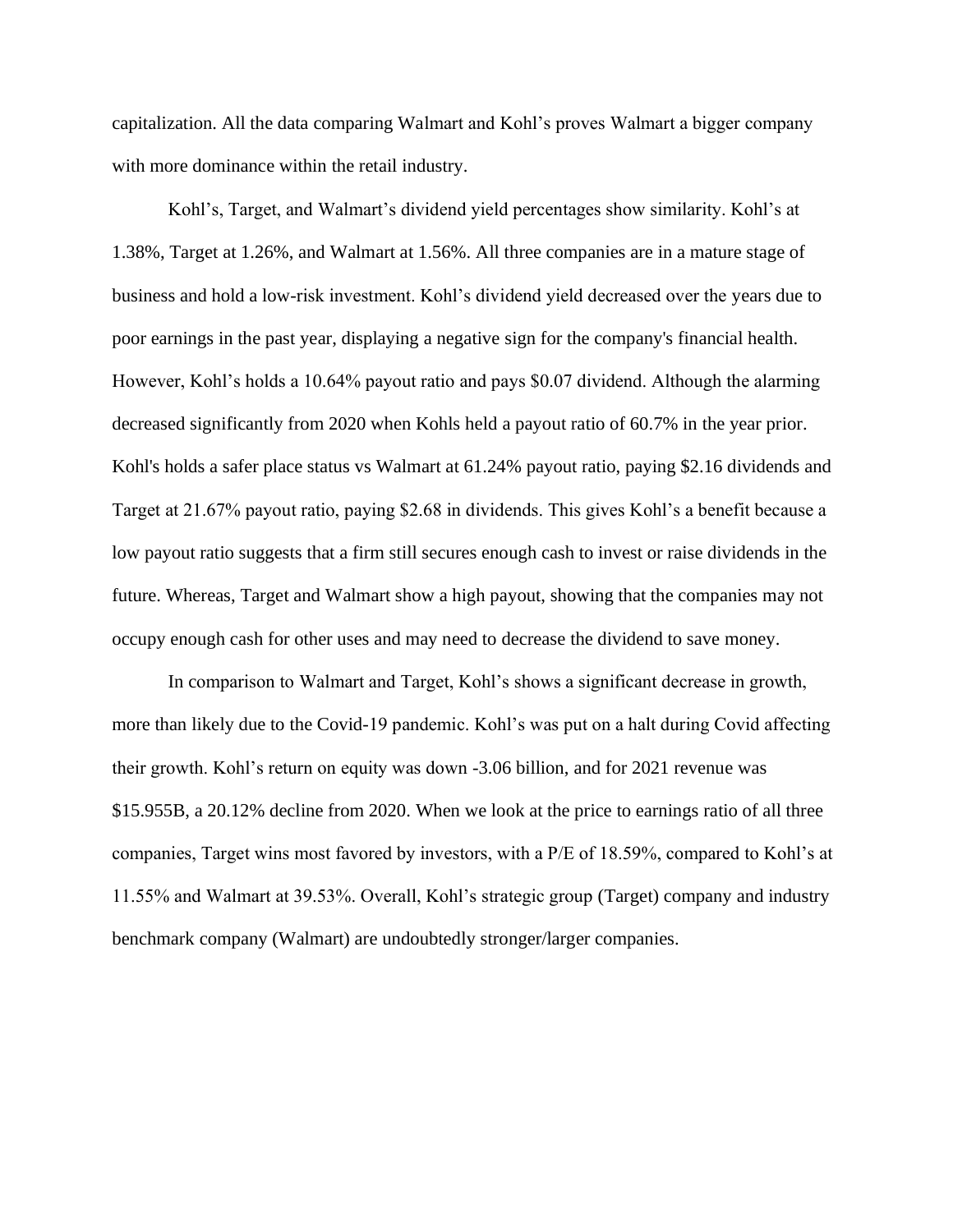capitalization. All the data comparing Walmart and Kohl's proves Walmart a bigger company with more dominance within the retail industry.

Kohl's, Target, and Walmart's dividend yield percentages show similarity. Kohl's at 1.38%, Target at 1.26%, and Walmart at 1.56%. All three companies are in a mature stage of business and hold a low-risk investment. Kohl's dividend yield decreased over the years due to poor earnings in the past year, displaying a negative sign for the company's financial health. However, Kohl's holds a 10.64% payout ratio and pays $0.07 dividend. Although the alarming decreased significantly from 2020 when Kohls held a payout ratio of 60.7% in the year prior. Kohl's holds a safer place status vs Walmart at 61.24% payout ratio, paying $2.16 dividends and Target at 21.67% payout ratio, paying $2.68 in dividends. This gives Kohl's a benefit because a low payout ratio suggests that a firm still secures enough cash to invest or raise dividends in the future. Whereas, Target and Walmart show a high payout, showing that the companies may not occupy enough cash for other uses and may need to decrease the dividend to save money.

In comparison to Walmart and Target, Kohl's shows a significant decrease in growth, more than likely due to the Covid-19 pandemic. Kohl's was put on a halt during Covid affecting their growth. Kohl's return on equity was down -3.06 billion, and for 2021 revenue was $15.955B, a 20.12% decline from 2020. When we look at the price to earnings ratio of all three companies, Target wins most favored by investors, with a P/E of 18.59%, compared to Kohl's at 11.55% and Walmart at 39.53%. Overall, Kohl's strategic group (Target) company and industry benchmark company (Walmart) are undoubtedly stronger/larger companies.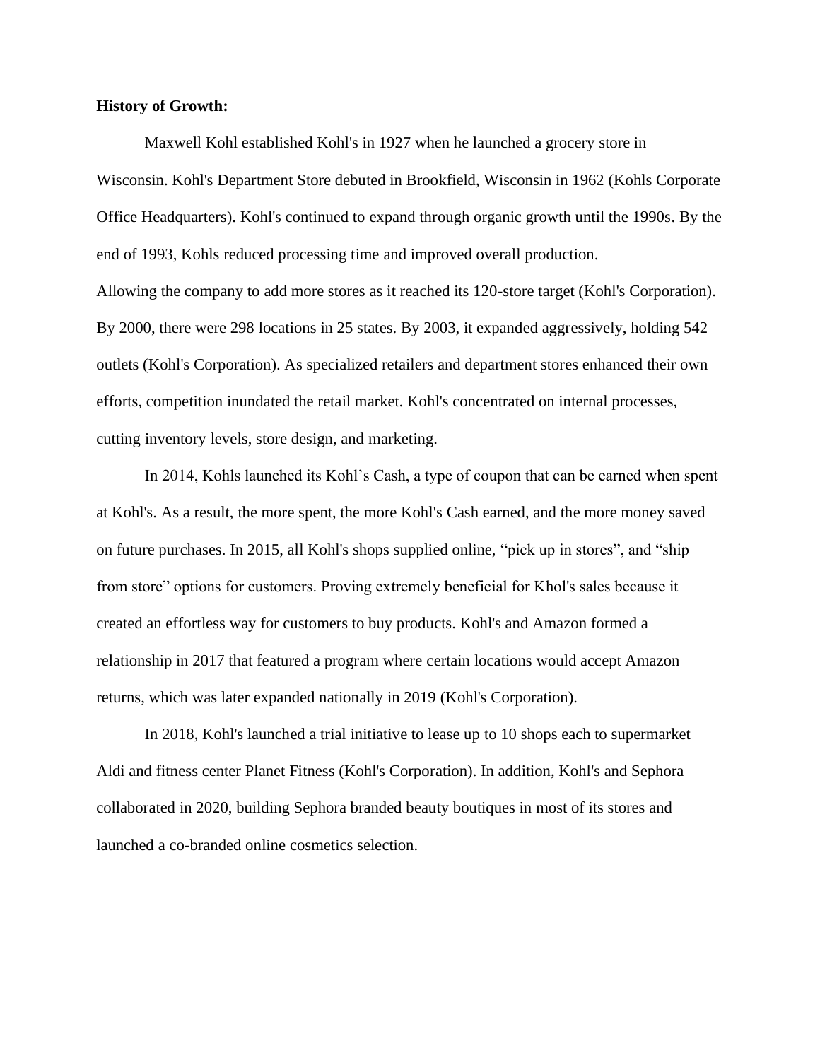**History of Growth:**

Maxwell Kohl established Kohl's in 1927 when he launched a grocery store in Wisconsin. Kohl's Department Store debuted in Brookfield, Wisconsin in 1962 (Kohls Corporate Office Headquarters). Kohl's continued to expand through organic growth until the 1990s. By the end of 1993, Kohls reduced processing time and improved overall production.
Allowing the company to add more stores as it reached its 120-store target (Kohl's Corporation). By 2000, there were 298 locations in 25 states. By 2003, it expanded aggressively, holding 542 outlets (Kohl's Corporation). As specialized retailers and department stores enhanced their own efforts, competition inundated the retail market. Kohl's concentrated on internal processes, cutting inventory levels, store design, and marketing.

In 2014, Kohls launched its Kohl’s Cash, a type of coupon that can be earned when spent at Kohl's. As a result, the more spent, the more Kohl's Cash earned, and the more money saved on future purchases. In 2015, all Kohl's shops supplied online, “pick up in stores”, and “ship from store” options for customers. Proving extremely beneficial for Khol's sales because it created an effortless way for customers to buy products. Kohl's and Amazon formed a relationship in 2017 that featured a program where certain locations would accept Amazon returns, which was later expanded nationally in 2019 (Kohl's Corporation).

In 2018, Kohl's launched a trial initiative to lease up to 10 shops each to supermarket Aldi and fitness center Planet Fitness (Kohl's Corporation). In addition, Kohl's and Sephora collaborated in 2020, building Sephora branded beauty boutiques in most of its stores and launched a co-branded online cosmetics selection.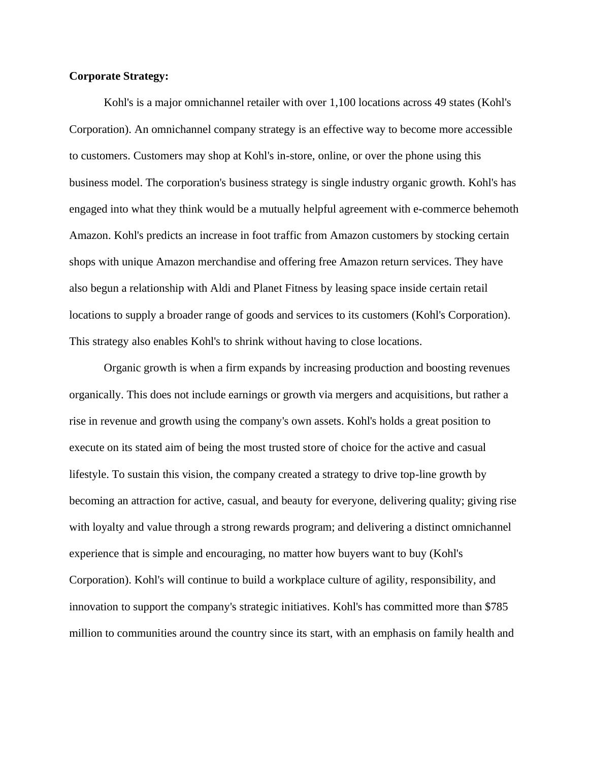**Corporate Strategy:**

Kohl's is a major omnichannel retailer with over 1,100 locations across 49 states (Kohl's Corporation). An omnichannel company strategy is an effective way to become more accessible to customers. Customers may shop at Kohl's in-store, online, or over the phone using this business model. The corporation's business strategy is single industry organic growth. Kohl's has engaged into what they think would be a mutually helpful agreement with e-commerce behemoth Amazon. Kohl's predicts an increase in foot traffic from Amazon customers by stocking certain shops with unique Amazon merchandise and offering free Amazon return services. They have also begun a relationship with Aldi and Planet Fitness by leasing space inside certain retail locations to supply a broader range of goods and services to its customers (Kohl's Corporation). This strategy also enables Kohl's to shrink without having to close locations.

Organic growth is when a firm expands by increasing production and boosting revenues organically. This does not include earnings or growth via mergers and acquisitions, but rather a rise in revenue and growth using the company's own assets. Kohl's holds a great position to execute on its stated aim of being the most trusted store of choice for the active and casual lifestyle. To sustain this vision, the company created a strategy to drive top-line growth by becoming an attraction for active, casual, and beauty for everyone, delivering quality; giving rise with loyalty and value through a strong rewards program; and delivering a distinct omnichannel experience that is simple and encouraging, no matter how buyers want to buy (Kohl's Corporation). Kohl's will continue to build a workplace culture of agility, responsibility, and innovation to support the company's strategic initiatives. Kohl's has committed more than $785 million to communities around the country since its start, with an emphasis on family health and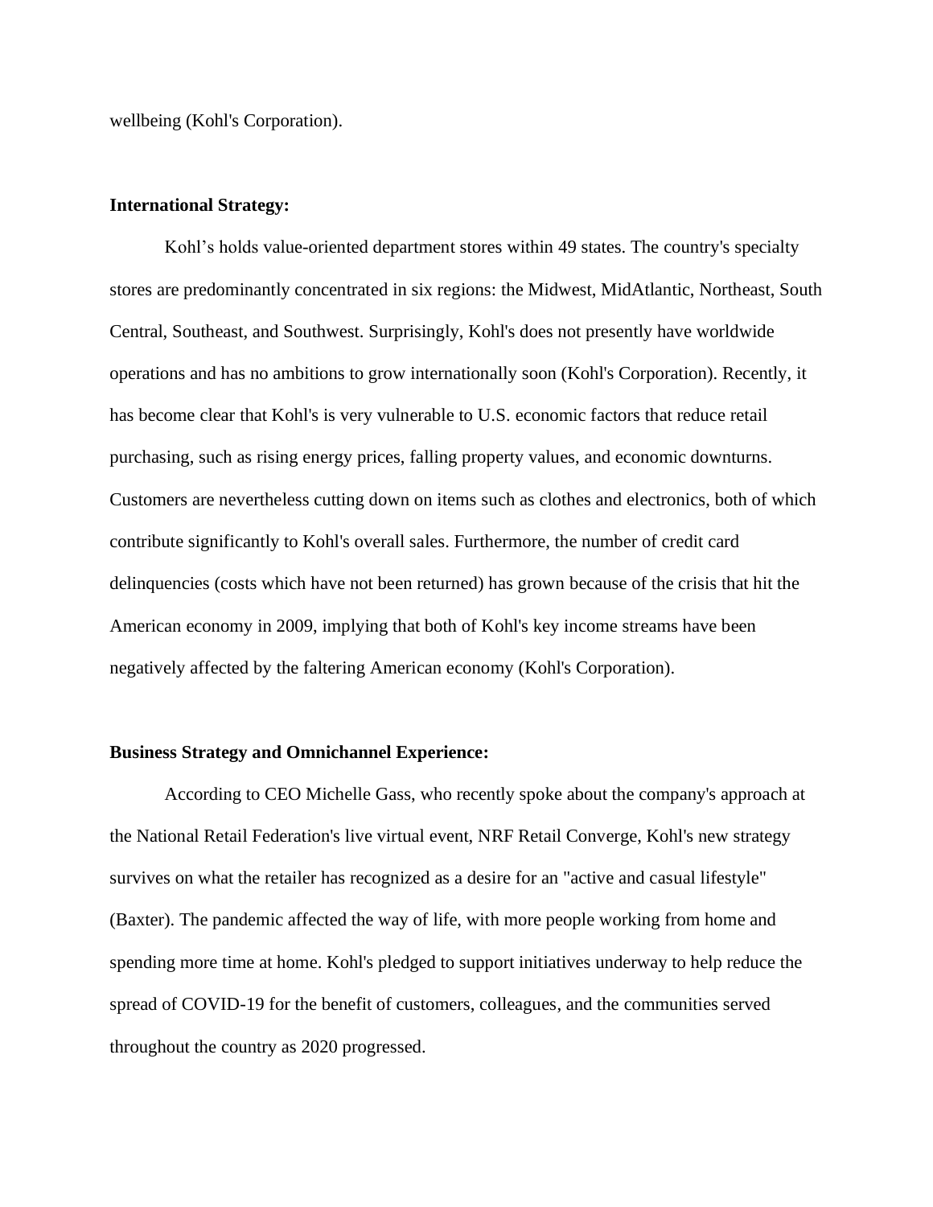wellbeing (Kohl's Corporation).

**International Strategy:**

Kohl's holds value-oriented department stores within 49 states. The country's specialty stores are predominantly concentrated in six regions: the Midwest, MidAtlantic, Northeast, South Central, Southeast, and Southwest. Surprisingly, Kohl's does not presently have worldwide operations and has no ambitions to grow internationally soon (Kohl's Corporation). Recently, it has become clear that Kohl's is very vulnerable to U.S. economic factors that reduce retail purchasing, such as rising energy prices, falling property values, and economic downturns. Customers are nevertheless cutting down on items such as clothes and electronics, both of which contribute significantly to Kohl's overall sales. Furthermore, the number of credit card delinquencies (costs which have not been returned) has grown because of the crisis that hit the American economy in 2009, implying that both of Kohl's key income streams have been negatively affected by the faltering American economy (Kohl's Corporation).

**Business Strategy and Omnichannel Experience:**

According to CEO Michelle Gass, who recently spoke about the company's approach at the National Retail Federation's live virtual event, NRF Retail Converge, Kohl's new strategy survives on what the retailer has recognized as a desire for an "active and casual lifestyle" (Baxter). The pandemic affected the way of life, with more people working from home and spending more time at home. Kohl's pledged to support initiatives underway to help reduce the spread of COVID-19 for the benefit of customers, colleagues, and the communities served throughout the country as 2020 progressed.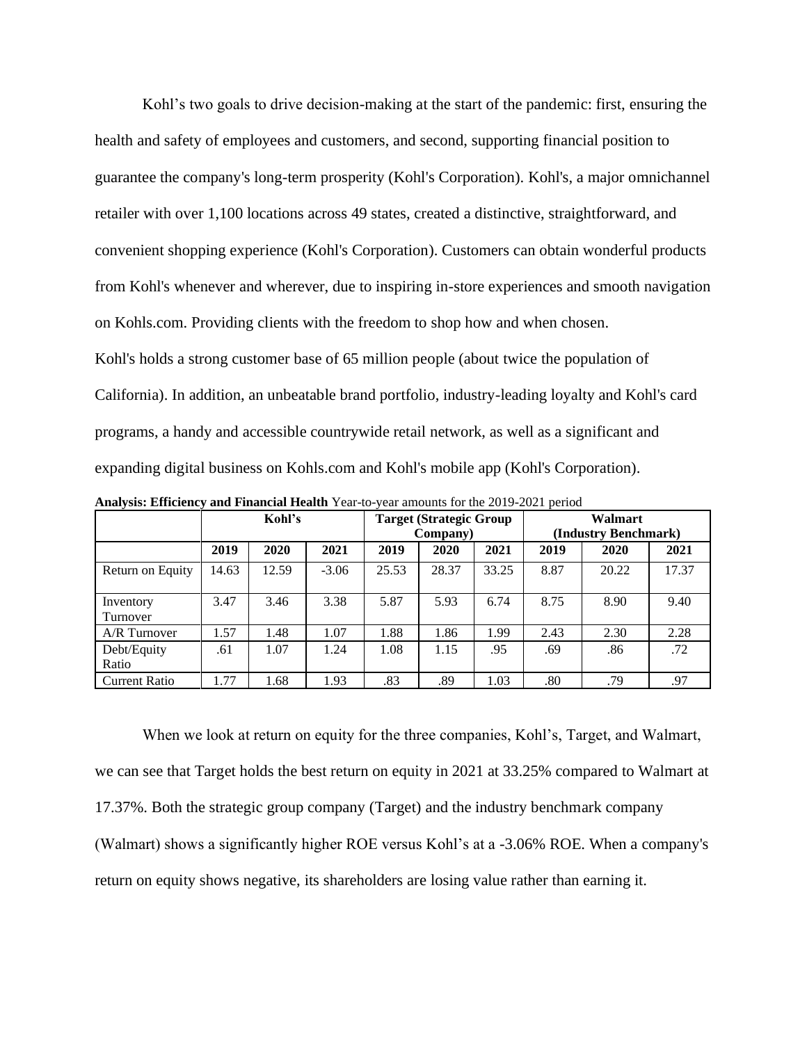Kohl's two goals to drive decision-making at the start of the pandemic: first, ensuring the health and safety of employees and customers, and second, supporting financial position to guarantee the company's long-term prosperity (Kohl's Corporation). Kohl's, a major omnichannel retailer with over 1,100 locations across 49 states, created a distinctive, straightforward, and convenient shopping experience (Kohl's Corporation). Customers can obtain wonderful products from Kohl's whenever and wherever, due to inspiring in-store experiences and smooth navigation on Kohls.com. Providing clients with the freedom to shop how and when chosen.

Kohl's holds a strong customer base of 65 million people (about twice the population of California). In addition, an unbeatable brand portfolio, industry-leading loyalty and Kohl's card programs, a handy and accessible countrywide retail network, as well as a significant and expanding digital business on Kohls.com and Kohl's mobile app (Kohl's Corporation).

**Analysis: Efficiency and Financial Health** Year-to-year amounts for the 2019-2021 period

| | Kohl's | | | Target (Strategic Group Company) | | | Walmart (Industry Benchmark) | | |
|---|---|---|---|---|---|---|---|---|---|
| | 2019 | 2020 | 2021 | 2019 | 2020 | 2021 | 2019 | 2020 | 2021 |
| Return on Equity | 14.63 | 12.59 | -3.06 | 25.53 | 28.37 | 33.25 | 8.87 | 20.22 | 17.37 |
| Inventory Turnover | 3.47 | 3.46 | 3.38 | 5.87 | 5.93 | 6.74 | 8.75 | 8.90 | 9.40 |
| A/R Turnover | 1.57 | 1.48 | 1.07 | 1.88 | 1.86 | 1.99 | 2.43 | 2.30 | 2.28 |
| Debt/Equity Ratio | .61 | 1.07 | 1.24 | 1.08 | 1.15 | .95 | .69 | .86 | .72 |
| Current Ratio | 1.77 | 1.68 | 1.93 | .83 | .89 | 1.03 | .80 | .79 | .97 |

When we look at return on equity for the three companies, Kohl's, Target, and Walmart, we can see that Target holds the best return on equity in 2021 at 33.25% compared to Walmart at 17.37%. Both the strategic group company (Target) and the industry benchmark company (Walmart) shows a significantly higher ROE versus Kohl's at a -3.06% ROE. When a company's return on equity shows negative, its shareholders are losing value rather than earning it.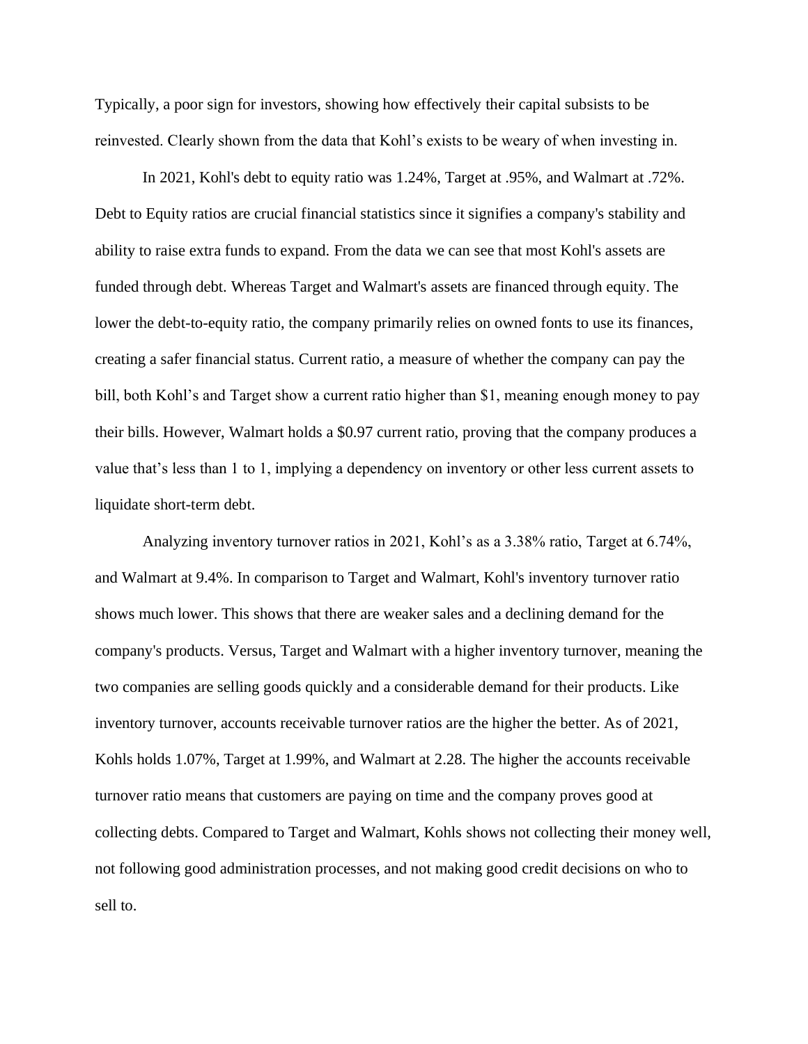Typically, a poor sign for investors, showing how effectively their capital subsists to be reinvested. Clearly shown from the data that Kohl's exists to be weary of when investing in.

In 2021, Kohl's debt to equity ratio was 1.24%, Target at .95%, and Walmart at .72%. Debt to Equity ratios are crucial financial statistics since it signifies a company's stability and ability to raise extra funds to expand. From the data we can see that most Kohl's assets are funded through debt. Whereas Target and Walmart's assets are financed through equity. The lower the debt-to-equity ratio, the company primarily relies on owned fonts to use its finances, creating a safer financial status. Current ratio, a measure of whether the company can pay the bill, both Kohl's and Target show a current ratio higher than $1, meaning enough money to pay their bills. However, Walmart holds a $0.97 current ratio, proving that the company produces a value that's less than 1 to 1, implying a dependency on inventory or other less current assets to liquidate short-term debt.

Analyzing inventory turnover ratios in 2021, Kohl's as a 3.38% ratio, Target at 6.74%, and Walmart at 9.4%. In comparison to Target and Walmart, Kohl's inventory turnover ratio shows much lower. This shows that there are weaker sales and a declining demand for the company's products. Versus, Target and Walmart with a higher inventory turnover, meaning the two companies are selling goods quickly and a considerable demand for their products. Like inventory turnover, accounts receivable turnover ratios are the higher the better. As of 2021, Kohls holds 1.07%, Target at 1.99%, and Walmart at 2.28. The higher the accounts receivable turnover ratio means that customers are paying on time and the company proves good at collecting debts. Compared to Target and Walmart, Kohls shows not collecting their money well, not following good administration processes, and not making good credit decisions on who to sell to.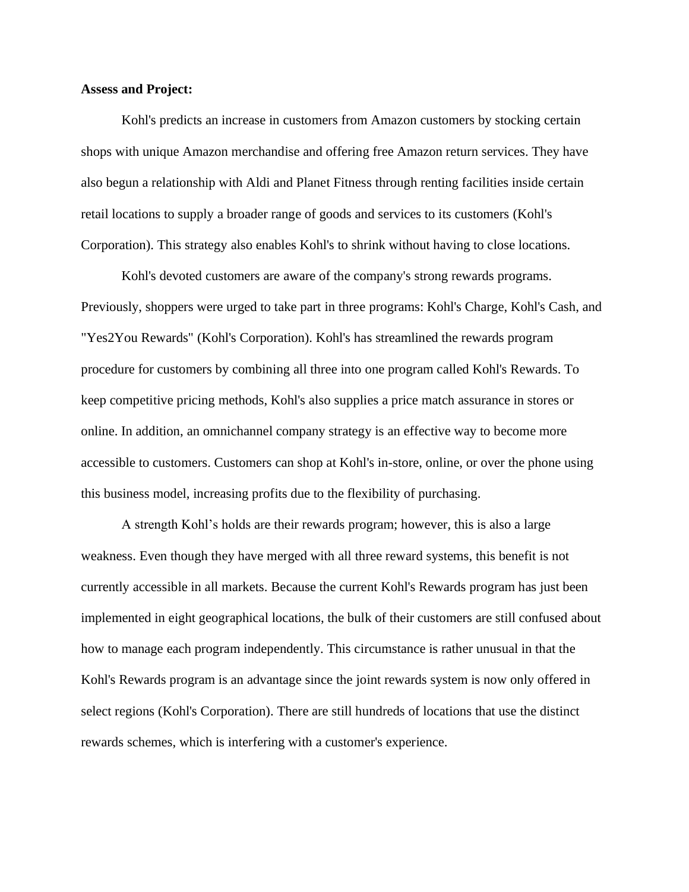**Assess and Project:**

Kohl's predicts an increase in customers from Amazon customers by stocking certain shops with unique Amazon merchandise and offering free Amazon return services. They have also begun a relationship with Aldi and Planet Fitness through renting facilities inside certain retail locations to supply a broader range of goods and services to its customers (Kohl's Corporation). This strategy also enables Kohl's to shrink without having to close locations.

Kohl's devoted customers are aware of the company's strong rewards programs. Previously, shoppers were urged to take part in three programs: Kohl's Charge, Kohl's Cash, and "Yes2You Rewards" (Kohl's Corporation). Kohl's has streamlined the rewards program procedure for customers by combining all three into one program called Kohl's Rewards. To keep competitive pricing methods, Kohl's also supplies a price match assurance in stores or online. In addition, an omnichannel company strategy is an effective way to become more accessible to customers. Customers can shop at Kohl's in-store, online, or over the phone using this business model, increasing profits due to the flexibility of purchasing.

A strength Kohl's holds are their rewards program; however, this is also a large weakness. Even though they have merged with all three reward systems, this benefit is not currently accessible in all markets. Because the current Kohl's Rewards program has just been implemented in eight geographical locations, the bulk of their customers are still confused about how to manage each program independently. This circumstance is rather unusual in that the Kohl's Rewards program is an advantage since the joint rewards system is now only offered in select regions (Kohl's Corporation). There are still hundreds of locations that use the distinct rewards schemes, which is interfering with a customer's experience.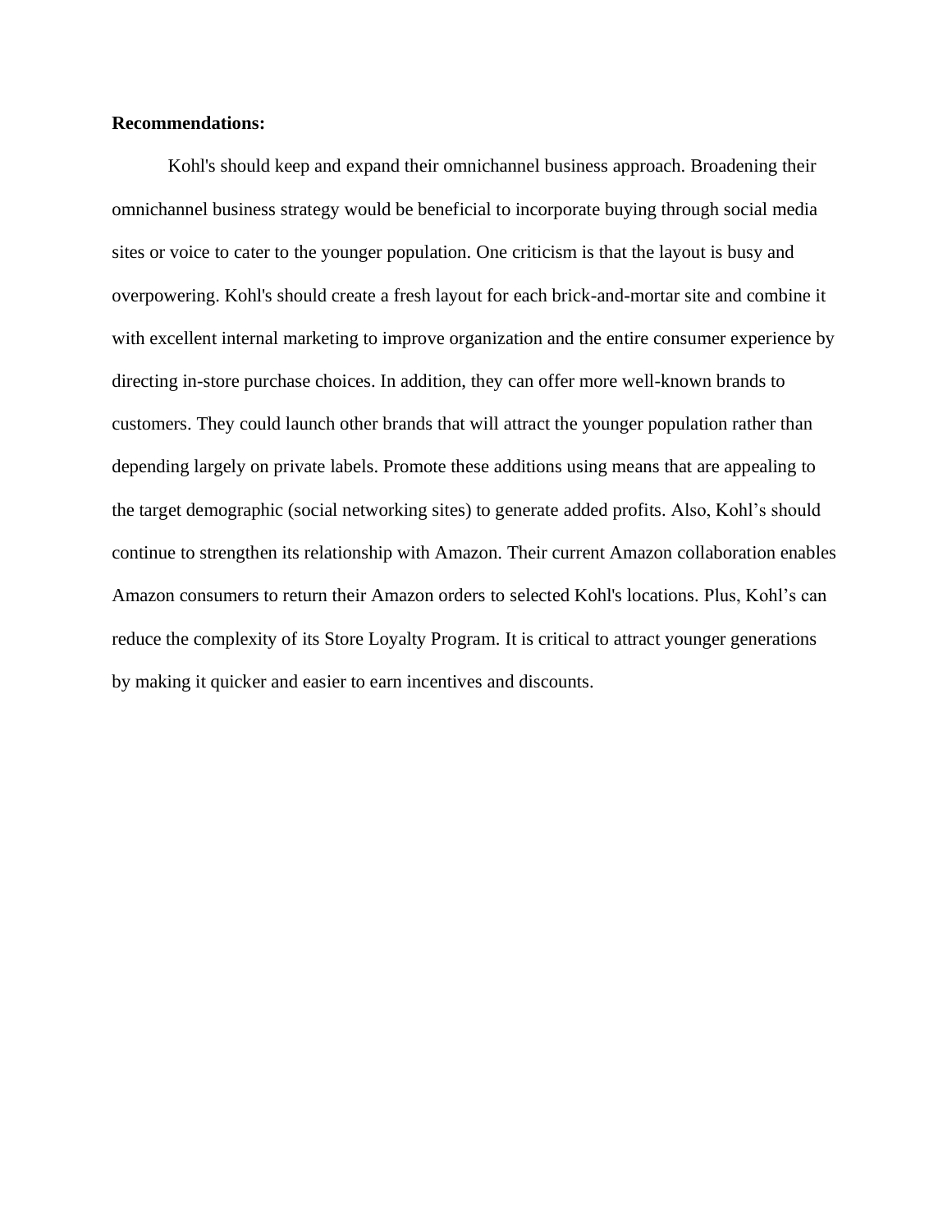**Recommendations:**

Kohl's should keep and expand their omnichannel business approach. Broadening their omnichannel business strategy would be beneficial to incorporate buying through social media sites or voice to cater to the younger population. One criticism is that the layout is busy and overpowering. Kohl's should create a fresh layout for each brick-and-mortar site and combine it with excellent internal marketing to improve organization and the entire consumer experience by directing in-store purchase choices. In addition, they can offer more well-known brands to customers. They could launch other brands that will attract the younger population rather than depending largely on private labels. Promote these additions using means that are appealing to the target demographic (social networking sites) to generate added profits. Also, Kohl’s should continue to strengthen its relationship with Amazon. Their current Amazon collaboration enables Amazon consumers to return their Amazon orders to selected Kohl's locations. Plus, Kohl’s can reduce the complexity of its Store Loyalty Program. It is critical to attract younger generations by making it quicker and easier to earn incentives and discounts.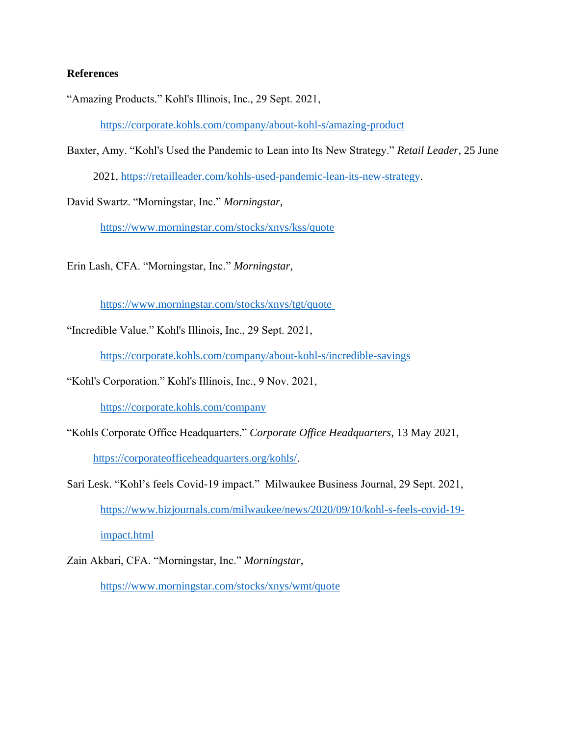**References**

"Amazing Products." Kohl's Illinois, Inc., 29 Sept. 2021,

https://corporate.kohls.com/company/about-kohl-s/amazing-product

Baxter, Amy. "Kohl's Used the Pandemic to Lean into Its New Strategy." *Retail Leader*, 25 June 2021, https://retailleader.com/kohls-used-pandemic-lean-its-new-strategy.

David Swartz. "Morningstar, Inc." *Morningstar*,

https://www.morningstar.com/stocks/xnys/kss/quote

Erin Lash, CFA. "Morningstar, Inc." *Morningstar*,

https://www.morningstar.com/stocks/xnys/tgt/quote

"Incredible Value." Kohl's Illinois, Inc., 29 Sept. 2021,

https://corporate.kohls.com/company/about-kohl-s/incredible-savings

"Kohl's Corporation." Kohl's Illinois, Inc., 9 Nov. 2021,

https://corporate.kohls.com/company

"Kohls Corporate Office Headquarters." *Corporate Office Headquarters*, 13 May 2021,

https://corporateofficeheadquarters.org/kohls/.

Sari Lesk. "Kohl's feels Covid-19 impact." Milwaukee Business Journal, 29 Sept. 2021,

https://www.bizjournals.com/milwaukee/news/2020/09/10/kohl-s-feels-covid-19-impact.html

Zain Akbari, CFA. "Morningstar, Inc." *Morningstar*,

https://www.morningstar.com/stocks/xnys/wmt/quote